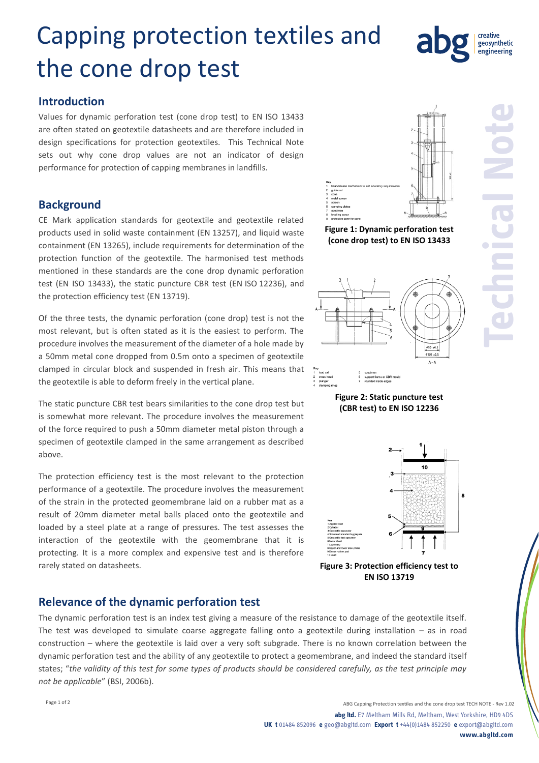# Capping protection textiles and the cone drop test

## Introduction

Values for dynamic perforation test (cone drop test) to EN ISO 13433 are often stated on geotextile datasheets and are therefore included in design specifications for protection geotextiles. This Technical Note sets out why cone drop values are not an indicator of design performance for protection of capping membranes in landfills.

## Background

CE Mark application standards for geotextile and geotextile related products used in solid waste containment (EN 13257), and liquid waste containment (EN 13265), include requirements for determination of the protection function of the geotextile. The harmonised test methods mentioned in these standards are the cone drop dynamic perforation test (EN ISO 13433), the static puncture CBR test (EN ISO 12236), and the protection efficiency test (EN 13719).

Of the three tests, the dynamic perforation (cone drop) test is not the most relevant, but is often stated as it is the easiest to perform. The procedure involves the measurement of the diameter of a hole made by a 50mm metal cone dropped from 0.5m onto a specimen of geotextile clamped in circular block and suspended in fresh air. This means that the geotextile is able to deform freely in the vertical plane.

The static puncture CBR test bears similarities to the cone drop test but is somewhat more relevant. The procedure involves the measurement of the force required to push a 50mm diameter metal piston through a specimen of geotextile clamped in the same arrangement as described above.

The protection efficiency test is the most relevant to the protection performance of a geotextile. The procedure involves the measurement of the strain in the protected geomembrane laid on a rubber mat as a result of 20mm diameter metal balls placed onto the geotextile and loaded by a steel plate at a range of pressures. The test assesses the interaction of the geotextile with the geomembrane that it is protecting. It is a more complex and expensive test and is therefore rarely stated on datasheets.

**Figure 1: Dynamic perforation test (cone drop test) to EN ISO 13433**

**Figure 2: Static puncture test (CBR test) to EN ISO 12236**

**Figure 3: Protection efficiency test to EN ISO 13719**

## Relevance of the dynamic perforation test

The dynamic perforation test is an index test giving a measure of the resistance to damage of the geotextile itself. The test was developed to simulate coarse aggregate falling onto a geotextile during installation – as in road construction – where the geotextile is laid over a very soft subgrade. There is no known correlation between the dynamic perforation test and the ability of any geotextile to protect a geomembrane, and indeed the standard itself states; "*the validity of this test for some types of products should be considered carefully, as the test principle may not be applicable*" (BSI, 2006b).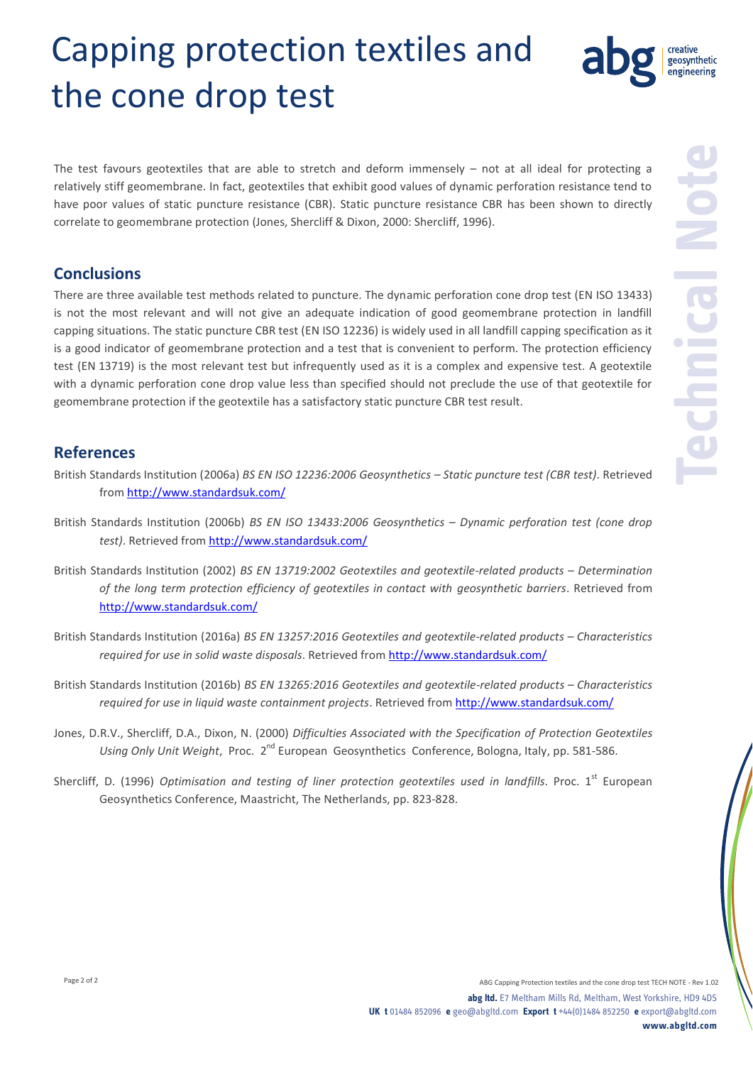# Capping protection textiles and the cone drop test

The test favours geotextiles that are able to stretch and deform immensely – not at all ideal for protecting a relatively stiff geomembrane. In fact, geotextiles that exhibit good values of dynamic perforation resistance tend to have poor values of static puncture resistance (CBR). Static puncture resistance CBR has been shown to directly correlate to geomembrane protection (Jones, Shercliff & Dixon, 2000: Shercliff, 1996).

## Conclusions

There are three available test methods related to puncture. The dynamic perforation cone drop test (EN ISO 13433) is not the most relevant and will not give an adequate indication of good geomembrane protection in landfill capping situations. The static puncture CBR test (EN ISO 12236) is widely used in all landfill capping specification as it is a good indicator of geomembrane protection and a test that is convenient to perform. The protection efficiency test (EN 13719) is the most relevant test but infrequently used as it is a complex and expensive test. A geotextile with a dynamic perforation cone drop value less than specified should not preclude the use of that geotextile for geomembrane protection if the geotextile has a satisfactory static puncture CBR test result.

## References

British Standards Institution (2006a) *BS EN ISO 12236:2006 Geosynthetics – Static puncture test (CBR test)*. Retrieved from http://www.standardsuk.com/

British Standards Institution (2006b) *BS EN ISO 13433:2006 Geosynthetics – Dynamic perforation test (cone drop test)*. Retrieved from http://www.standardsuk.com/

British Standards Institution (2002) *BS EN 13719:2002 Geotextiles and geotextile-related products – Determination of the long term protection efficiency of geotextiles in contact with geosynthetic barriers*. Retrieved from http://www.standardsuk.com/

British Standards Institution (2016a) *BS EN 13257:2016 Geotextiles and geotextile-related products – Characteristics required for use in solid waste disposals*. Retrieved from http://www.standardsuk.com/

British Standards Institution (2016b) *BS EN 13265:2016 Geotextiles and geotextile-related products – Characteristics required for use in liquid waste containment projects*. Retrieved from http://www.standardsuk.com/

Jones, D.R.V., Shercliff, D.A., Dixon, N. (2000) *Difficulties Associated with the Specification of Protection Geotextiles Using Only Unit Weight*, Proc. 2nd European Geosynthetics Conference, Bologna, Italy, pp. 581-586.

Shercliff, D. (1996) *Optimisation and testing of liner protection geotextiles used in landfills.* Proc. 1st European Geosynthetics Conference, Maastricht, The Netherlands, pp. 823-828.